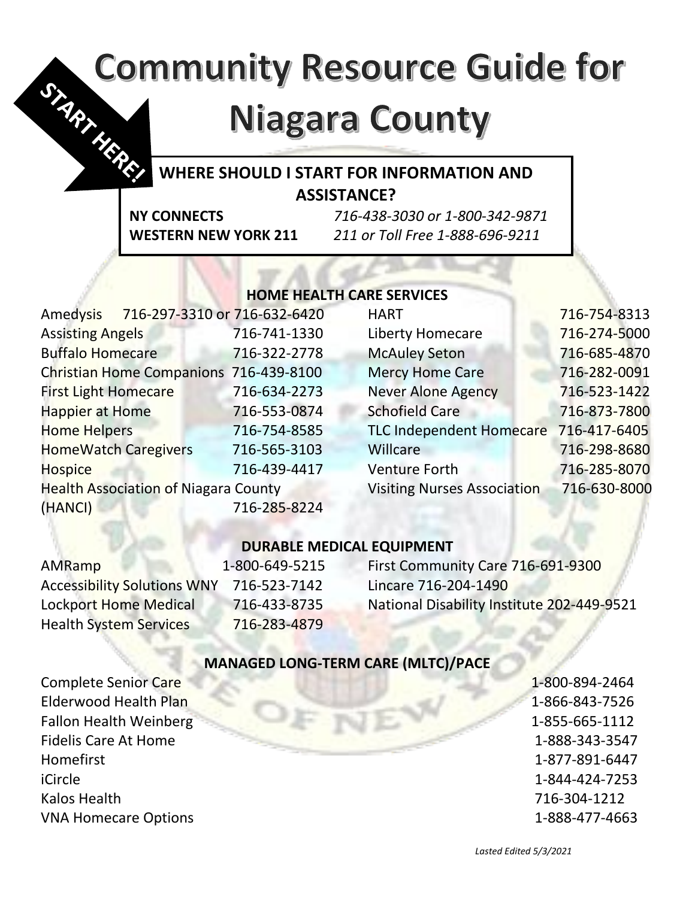# Community Resource Guide for Niagara County

START HERE!

## WHERE SHOULD I START FOR INFORMATION AND ASSISTANCE?

**NY CONNECTS** *716-438-3030 or 1-800-342-9871*
**WESTERN NEW YORK 211** *211 or Toll Free 1-888-696-9211*

## HOME HEALTH CARE SERVICES

| Provider | Phone |
| --- | --- |
| Amedysis | 716-297-3310 or 716-632-6420 |
| Assisting Angels | 716-741-1330 |
| Buffalo Homecare | 716-322-2778 |
| Christian Home Companions | 716-439-8100 |
| First Light Homecare | 716-634-2273 |
| Happier at Home | 716-553-0874 |
| Home Helpers | 716-754-8585 |
| HomeWatch Caregivers | 716-565-3103 |
| Hospice | 716-439-4417 |
| Health Association of Niagara County (HANCI) | 716-285-8224 |
| HART | 716-754-8313 |
| Liberty Homecare | 716-274-5000 |
| McAuley Seton | 716-685-4870 |
| Mercy Home Care | 716-282-0091 |
| Never Alone Agency | 716-523-1422 |
| Schofield Care | 716-873-7800 |
| TLC Independent Homecare | 716-417-6405 |
| Willcare | 716-298-8680 |
| Venture Forth | 716-285-8070 |
| Visiting Nurses Association | 716-630-8000 |

## DURABLE MEDICAL EQUIPMENT

| Provider | Phone |
| --- | --- |
| AMRamp | 1-800-649-5215 |
| Accessibility Solutions WNY | 716-523-7142 |
| Lockport Home Medical | 716-433-8735 |
| Health System Services | 716-283-4879 |
| First Community Care | 716-691-9300 |
| Lincare | 716-204-1490 |
| National Disability Institute | 202-449-9521 |

## MANAGED LONG-TERM CARE (MLTC)/PACE

| Provider | Phone |
| --- | --- |
| Complete Senior Care | 1-800-894-2464 |
| Elderwood Health Plan | 1-866-843-7526 |
| Fallon Health Weinberg | 1-855-665-1112 |
| Fidelis Care At Home | 1-888-343-3547 |
| Homefirst | 1-877-891-6447 |
| iCircle | 1-844-424-7253 |
| Kalos Health | 716-304-1212 |
| VNA Homecare Options | 1-888-477-4663 |

*Lasted Edited 5/3/2021*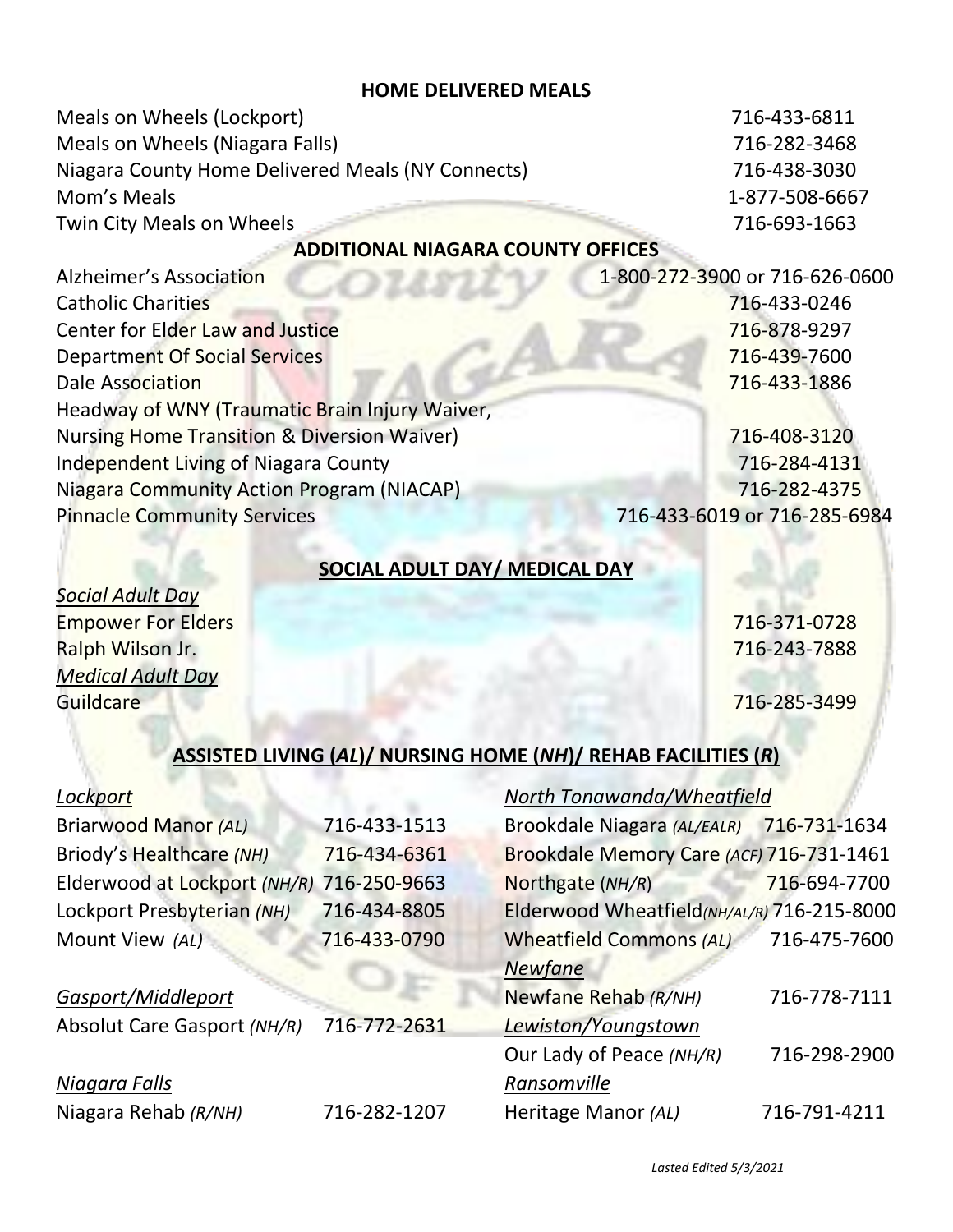## HOME DELIVERED MEALS

| | |
|---|---|
| Meals on Wheels (Lockport) | 716-433-6811 |
| Meals on Wheels (Niagara Falls) | 716-282-3468 |
| Niagara County Home Delivered Meals (NY Connects) | 716-438-3030 |
| Mom's Meals | 1-877-508-6667 |
| Twin City Meals on Wheels | 716-693-1663 |

## ADDITIONAL NIAGARA COUNTY OFFICES

| | |
|---|---|
| Alzheimer's Association | 1-800-272-3900 or 716-626-0600 |
| Catholic Charities | 716-433-0246 |
| Center for Elder Law and Justice | 716-878-9297 |
| Department Of Social Services | 716-439-7600 |
| Dale Association | 716-433-1886 |
| Headway of WNY (Traumatic Brain Injury Waiver, Nursing Home Transition & Diversion Waiver) | 716-408-3120 |
| Independent Living of Niagara County | 716-284-4131 |
| Niagara Community Action Program (NIACAP) | 716-282-4375 |
| Pinnacle Community Services | 716-433-6019 or 716-285-6984 |

## SOCIAL ADULT DAY/ MEDICAL DAY

*Social Adult Day*

| | |
|---|---|
| Empower For Elders | 716-371-0728 |
| Ralph Wilson Jr. | 716-243-7888 |

*Medical Adult Day*

| | |
|---|---|
| Guildcare | 716-285-3499 |

## ASSISTED LIVING (*AL*)/ NURSING HOME (*NH*)/ REHAB FACILITIES (*R*)

*Lockport*

| | |
|---|---|
| Briarwood Manor *(AL)* | 716-433-1513 |
| Briody's Healthcare *(NH)* | 716-434-6361 |
| Elderwood at Lockport *(NH/R)* | 716-250-9663 |
| Lockport Presbyterian *(NH)* | 716-434-8805 |
| Mount View *(AL)* | 716-433-0790 |

*Gasport/Middleport*

| | |
|---|---|
| Absolut Care Gasport *(NH/R)* | 716-772-2631 |

*Niagara Falls*

| | |
|---|---|
| Niagara Rehab *(R/NH)* | 716-282-1207 |

*North Tonawanda/Wheatfield*

| | |
|---|---|
| Brookdale Niagara *(AL/EALR)* | 716-731-1634 |
| Brookdale Memory Care *(ACF)* | 716-731-1461 |
| Northgate (*NH/R*) | 716-694-7700 |
| Elderwood Wheatfield *(NH/AL/R)* | 716-215-8000 |
| Wheatfield Commons *(AL)* | 716-475-7600 |

*Newfane*

| | |
|---|---|
| Newfane Rehab *(R/NH)* | 716-778-7111 |

*Lewiston/Youngstown*

| | |
|---|---|
| Our Lady of Peace *(NH/R)* | 716-298-2900 |

*Ransomville*

| | |
|---|---|
| Heritage Manor *(AL)* | 716-791-4211 |

*Lasted Edited 5/3/2021*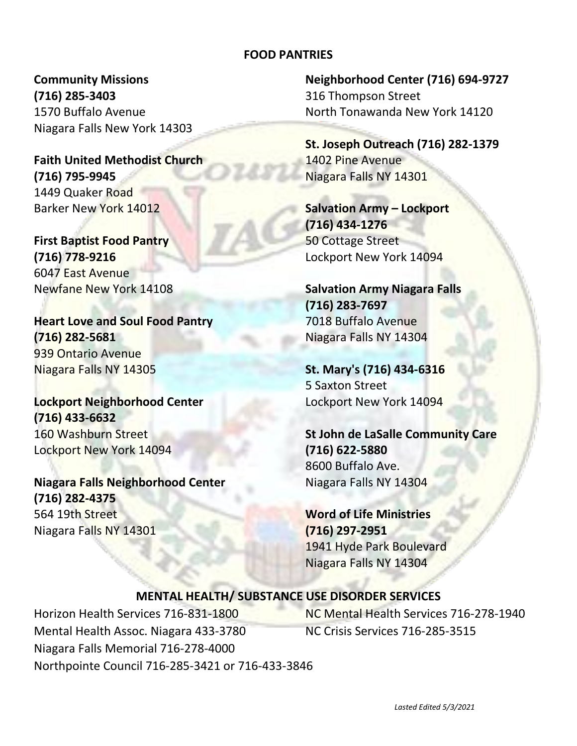## FOOD PANTRIES

**Community Missions**
**(716) 285-3403**
1570 Buffalo Avenue
Niagara Falls New York 14303

**Faith United Methodist Church**
**(716) 795-9945**
1449 Quaker Road
Barker New York 14012

**First Baptist Food Pantry**
**(716) 778-9216**
6047 East Avenue
Newfane New York 14108

**Heart Love and Soul Food Pantry**
**(716) 282-5681**
939 Ontario Avenue
Niagara Falls NY 14305

**Lockport Neighborhood Center**
**(716) 433-6632**
160 Washburn Street
Lockport New York 14094

**Niagara Falls Neighborhood Center**
**(716) 282-4375**
564 19th Street
Niagara Falls NY 14301

**Neighborhood Center (716) 694-9727**
316 Thompson Street
North Tonawanda New York 14120

**St. Joseph Outreach (716) 282-1379**
1402 Pine Avenue
Niagara Falls NY 14301

**Salvation Army – Lockport**
**(716) 434-1276**
50 Cottage Street
Lockport New York 14094

**Salvation Army Niagara Falls**
**(716) 283-7697**
7018 Buffalo Avenue
Niagara Falls NY 14304

**St. Mary's (716) 434-6316**
5 Saxton Street
Lockport New York 14094

**St John de LaSalle Community Care**
**(716) 622-5880**
8600 Buffalo Ave.
Niagara Falls NY 14304

**Word of Life Ministries**
**(716) 297-2951**
1941 Hyde Park Boulevard
Niagara Falls NY 14304

## MENTAL HEALTH/ SUBSTANCE USE DISORDER SERVICES

Horizon Health Services 716-831-1800
Mental Health Assoc. Niagara 433-3780
Niagara Falls Memorial 716-278-4000
Northpointe Council 716-285-3421 or 716-433-3846
NC Mental Health Services 716-278-1940
NC Crisis Services 716-285-3515

*Lasted Edited 5/3/2021*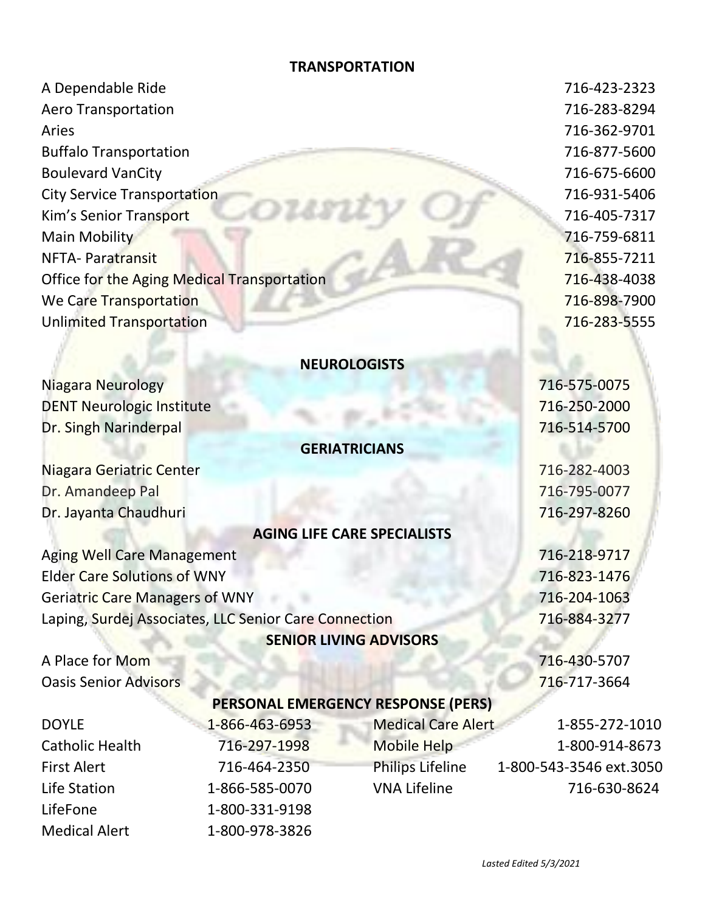## TRANSPORTATION

| | |
|---|---|
| A Dependable Ride | 716-423-2323 |
| Aero Transportation | 716-283-8294 |
| Aries | 716-362-9701 |
| Buffalo Transportation | 716-877-5600 |
| Boulevard VanCity | 716-675-6600 |
| City Service Transportation | 716-931-5406 |
| Kim's Senior Transport | 716-405-7317 |
| Main Mobility | 716-759-6811 |
| NFTA- Paratransit | 716-855-7211 |
| Office for the Aging Medical Transportation | 716-438-4038 |
| We Care Transportation | 716-898-7900 |
| Unlimited Transportation | 716-283-5555 |

## NEUROLOGISTS

| | |
|---|---|
| Niagara Neurology | 716-575-0075 |
| DENT Neurologic Institute | 716-250-2000 |
| Dr. Singh Narinderpal | 716-514-5700 |

## GERIATRICIANS

| | |
|---|---|
| Niagara Geriatric Center | 716-282-4003 |
| Dr. Amandeep Pal | 716-795-0077 |
| Dr. Jayanta Chaudhuri | 716-297-8260 |

## AGING LIFE CARE SPECIALISTS

| | |
|---|---|
| Aging Well Care Management | 716-218-9717 |
| Elder Care Solutions of WNY | 716-823-1476 |
| Geriatric Care Managers of WNY | 716-204-1063 |
| Laping, Surdej Associates, LLC Senior Care Connection | 716-884-3277 |

## SENIOR LIVING ADVISORS

| | |
|---|---|
| A Place for Mom | 716-430-5707 |
| Oasis Senior Advisors | 716-717-3664 |

## PERSONAL EMERGENCY RESPONSE (PERS)

| | | | |
|---|---|---|---|
| DOYLE | 1-866-463-6953 | Medical Care Alert | 1-855-272-1010 |
| Catholic Health | 716-297-1998 | Mobile Help | 1-800-914-8673 |
| First Alert | 716-464-2350 | Philips Lifeline | 1-800-543-3546 ext.3050 |
| Life Station | 1-866-585-0070 | VNA Lifeline | 716-630-8624 |
| LifeFone | 1-800-331-9198 | | |
| Medical Alert | 1-800-978-3826 | | |

*Lasted Edited 5/3/2021*